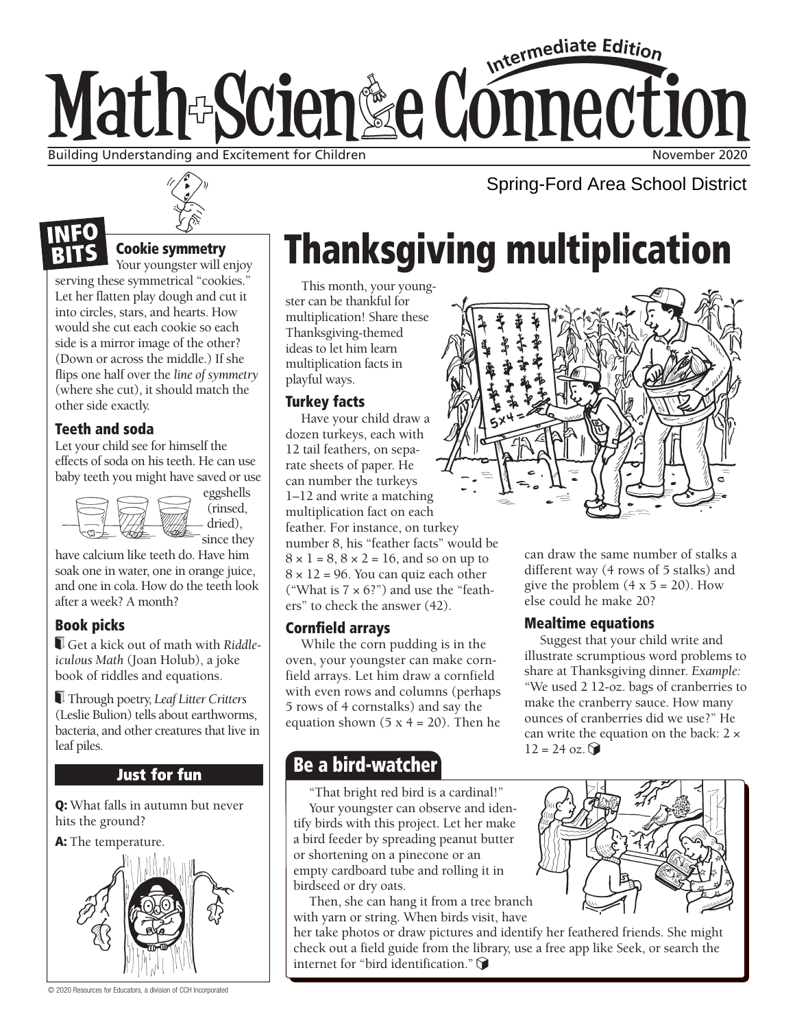# Math + Science Connection

**Intermediate Edition**

Building Understanding and Excitement for Children

November 2020

Spring-Ford Area School District

## INFO BITS

### Cookie symmetry

Your youngster will enjoy serving these symmetrical "cookies." Let her flatten play dough and cut it into circles, stars, and hearts. How would she cut each cookie so each side is a mirror image of the other? (Down or across the middle.) If she flips one half over the *line of symmetry* (where she cut), it should match the other side exactly.

### Teeth and soda

Let your child see for himself the effects of soda on his teeth. He can use baby teeth you might have saved or use eggshells (rinsed, dried), since they have calcium like teeth do. Have him soak one in water, one in orange juice, and one in cola. How do the teeth look after a week? A month?

### Book picks

Get a kick out of math with *Riddle-iculous Math* (Joan Holub), a joke book of riddles and equations.

Through poetry, *Leaf Litter Critters* (Leslie Bulion) tells about earthworms, bacteria, and other creatures that live in leaf piles.

### Just for fun

**Q:** What falls in autumn but never hits the ground?

**A:** The temperature.

# Thanksgiving multiplication

This month, your youngster can be thankful for multiplication! Share these Thanksgiving-themed ideas to let him learn multiplication facts in playful ways.

### Turkey facts

Have your child draw a dozen turkeys, each with 12 tail feathers, on separate sheets of paper. He can number the turkeys 1–12 and write a matching multiplication fact on each feather. For instance, on turkey number 8, his "feather facts" would be $8 \times 1 = 8$, $8 \times 2 = 16$, and so on up to $8 \times 12 = 96$. You can quiz each other ("What is $7 \times 6$?") and use the "feathers" to check the answer (42).

### Cornfield arrays

While the corn pudding is in the oven, your youngster can make cornfield arrays. Let him draw a cornfield with even rows and columns (perhaps 5 rows of 4 cornstalks) and say the equation shown ($5 \times 4 = 20$). Then he can draw the same number of stalks a different way (4 rows of 5 stalks) and give the problem ($4 \times 5 = 20$). How else could he make 20?

### Mealtime equations

Suggest that your child write and illustrate scrumptious word problems to share at Thanksgiving dinner. *Example:* "We used 2 12-oz. bags of cranberries to make the cranberry sauce. How many ounces of cranberries did we use?" He can write the equation on the back: $2 \times 12 = 24$ oz.

## Be a bird-watcher

"That bright red bird is a cardinal!"

Your youngster can observe and identify birds with this project. Let her make a bird feeder by spreading peanut butter or shortening on a pinecone or an empty cardboard tube and rolling it in birdseed or dry oats.

Then, she can hang it from a tree branch with yarn or string. When birds visit, have her take photos or draw pictures and identify her feathered friends. She might check out a field guide from the library, use a free app like Seek, or search the internet for "bird identification."

© 2020 Resources for Educators, a division of CCH Incorporated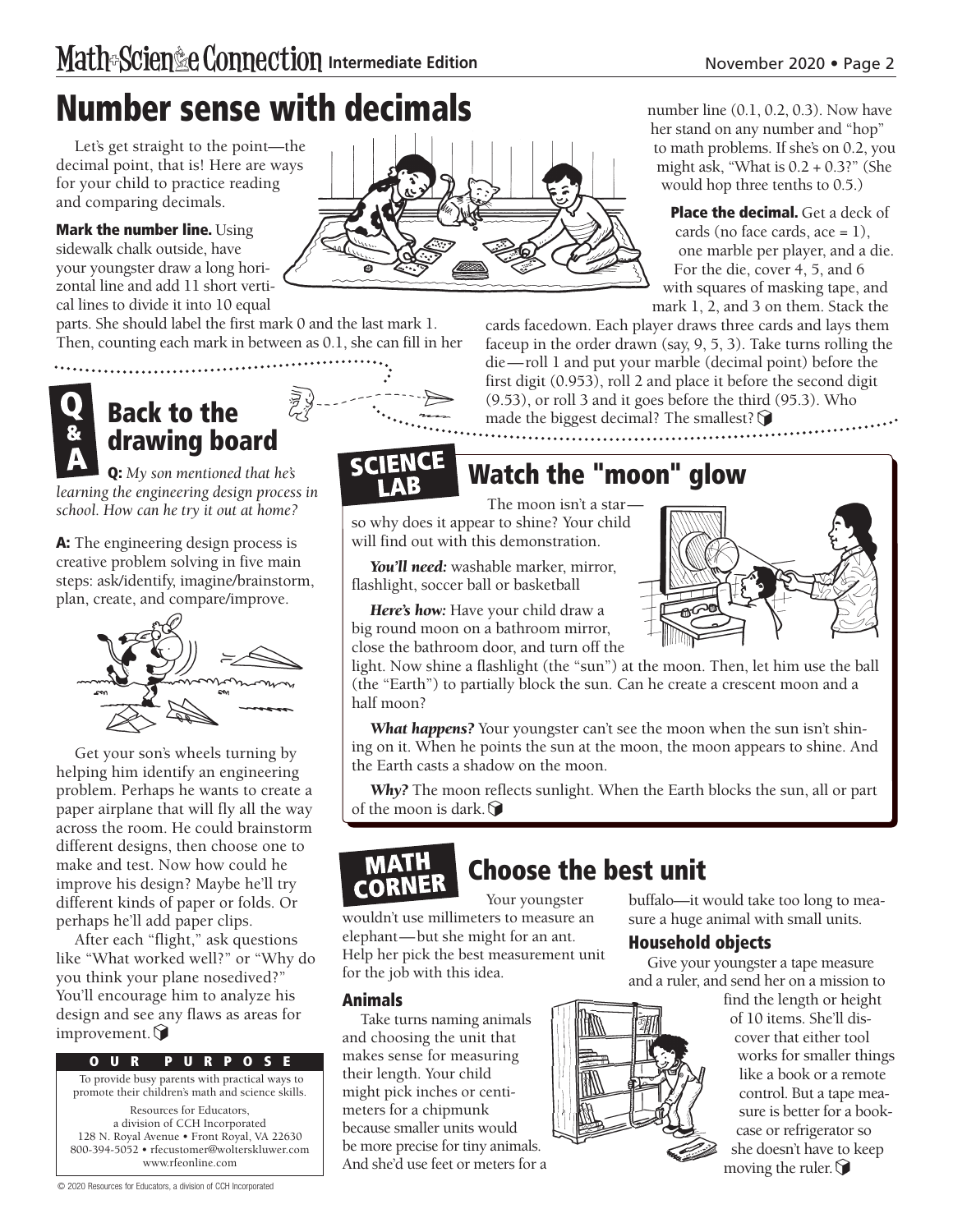# Number sense with decimals

Let's get straight to the point—the decimal point, that is! Here are ways for your child to practice reading and comparing decimals.

**Mark the number line.** Using sidewalk chalk outside, have your youngster draw a long horizontal line and add 11 short vertical lines to divide it into 10 equal parts. She should label the first mark 0 and the last mark 1. Then, counting each mark in between as 0.1, she can fill in her number line (0.1, 0.2, 0.3). Now have her stand on any number and "hop" to math problems. If she's on 0.2, you might ask, "What is 0.2 + 0.3?" (She would hop three tenths to 0.5.)

**Place the decimal.** Get a deck of cards (no face cards, ace = 1), one marble per player, and a die. For the die, cover 4, 5, and 6 with squares of masking tape, and mark 1, 2, and 3 on them. Stack the cards facedown. Each player draws three cards and lays them faceup in the order drawn (say, 9, 5, 3). Take turns rolling the die—roll 1 and put your marble (decimal point) before the first digit (0.953), roll 2 and place it before the second digit (9.53), or roll 3 and it goes before the third (95.3). Who made the biggest decimal? The smallest?

## Q & A: Back to the drawing board

**Q:** *My son mentioned that he's learning the engineering design process in school. How can he try it out at home?*

**A:** The engineering design process is creative problem solving in five main steps: ask/identify, imagine/brainstorm, plan, create, and compare/improve.

Get your son's wheels turning by helping him identify an engineering problem. Perhaps he wants to create a paper airplane that will fly all the way across the room. He could brainstorm different designs, then choose one to make and test. Now how could he improve his design? Maybe he'll try different kinds of paper or folds. Or perhaps he'll add paper clips.

After each "flight," ask questions like "What worked well?" or "Why do you think your plane nosedived?" You'll encourage him to analyze his design and see any flaws as areas for improvement.

**OUR PURPOSE**

To provide busy parents with practical ways to promote their children's math and science skills.

Resources for Educators,
a division of CCH Incorporated
128 N. Royal Avenue • Front Royal, VA 22630
800-394-5052 • rfecustomer@wolterskluwer.com
www.rfeonline.com

© 2020 Resources for Educators, a division of CCH Incorporated

## SCIENCE LAB: Watch the "moon" glow

The moon isn't a star—so why does it appear to shine? Your child will find out with this demonstration.

***You'll need:*** washable marker, mirror, flashlight, soccer ball or basketball

***Here's how:*** Have your child draw a big round moon on a bathroom mirror, close the bathroom door, and turn off the light. Now shine a flashlight (the "sun") at the moon. Then, let him use the ball (the "Earth") to partially block the sun. Can he create a crescent moon and a half moon?

***What happens?*** Your youngster can't see the moon when the sun isn't shining on it. When he points the sun at the moon, the moon appears to shine. And the Earth casts a shadow on the moon.

***Why?*** The moon reflects sunlight. When the Earth blocks the sun, all or part of the moon is dark.

## MATH CORNER: Choose the best unit

Your youngster wouldn't use millimeters to measure an elephant—but she might for an ant. Help her pick the best measurement unit for the job with this idea.

### Animals

Take turns naming animals and choosing the unit that makes sense for measuring their length. Your child might pick inches or centimeters for a chipmunk because smaller units would be more precise for tiny animals. And she'd use feet or meters for a buffalo—it would take too long to measure a huge animal with small units.

### Household objects

Give your youngster a tape measure and a ruler, and send her on a mission to find the length or height of 10 items. She'll discover that either tool works for smaller things like a book or a remote control. But a tape measure is better for a bookcase or refrigerator so she doesn't have to keep moving the ruler.